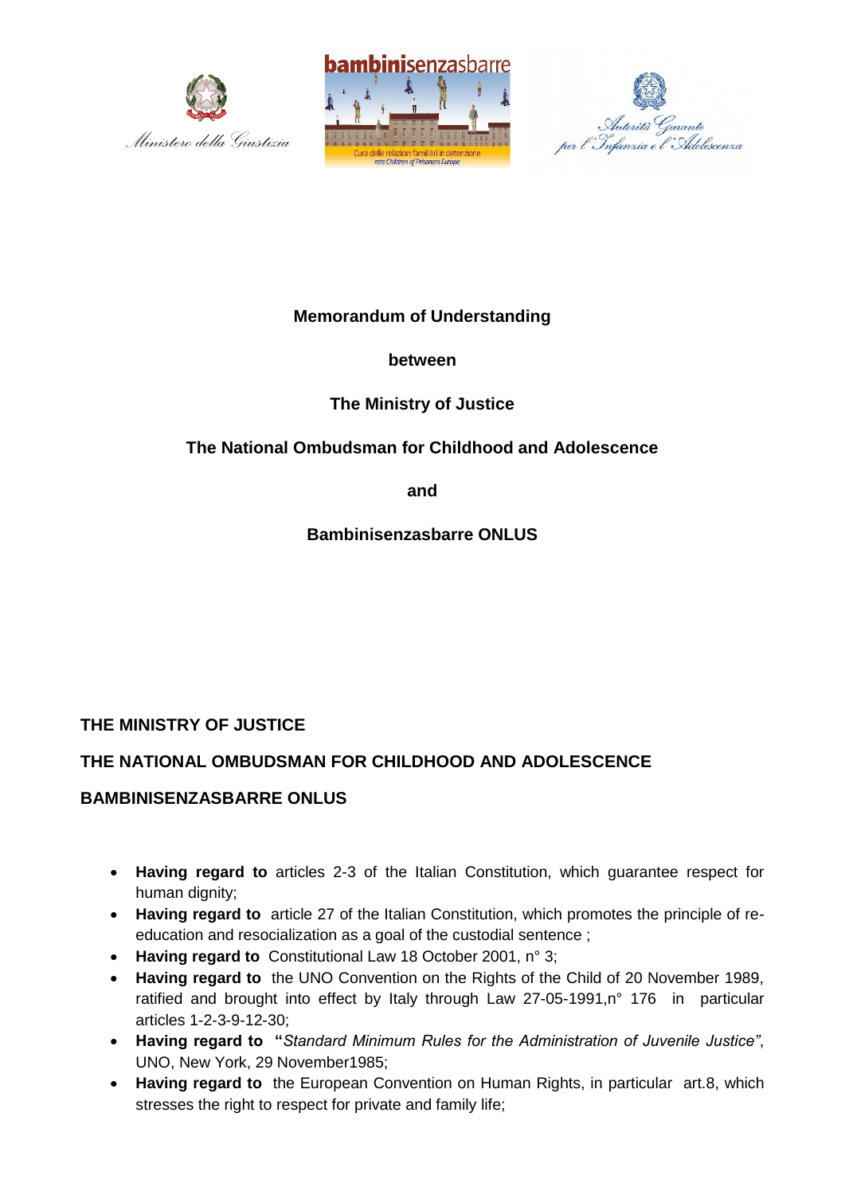Ministero della Giustizia

bambinisenzasbarre

Cura delle relazioni familiari in detenzione
rete Children of Prisoners Europe

Autorità Garante per l'Infanzia e l'Adolescenza

**Memorandum of Understanding**

**between**

**The Ministry of Justice**

**The National Ombudsman for Childhood and Adolescence**

**and**

**Bambinisenzasbarre ONLUS**

**THE MINISTRY OF JUSTICE**

**THE NATIONAL OMBUDSMAN FOR CHILDHOOD AND ADOLESCENCE**

**BAMBINISENZASBARRE ONLUS**

- **Having regard to** articles 2-3 of the Italian Constitution, which guarantee respect for human dignity;
- **Having regard to** article 27 of the Italian Constitution, which promotes the principle of re-education and resocialization as a goal of the custodial sentence ;
- **Having regard to** Constitutional Law 18 October 2001, n° 3;
- **Having regard to** the UNO Convention on the Rights of the Child of 20 November 1989, ratified and brought into effect by Italy through Law 27-05-1991,n° 176 in particular articles 1-2-3-9-12-30;
- **Having regard to** "*Standard Minimum Rules for the Administration of Juvenile Justice"*, UNO, New York, 29 November1985;
- **Having regard to** the European Convention on Human Rights, in particular art.8, which stresses the right to respect for private and family life;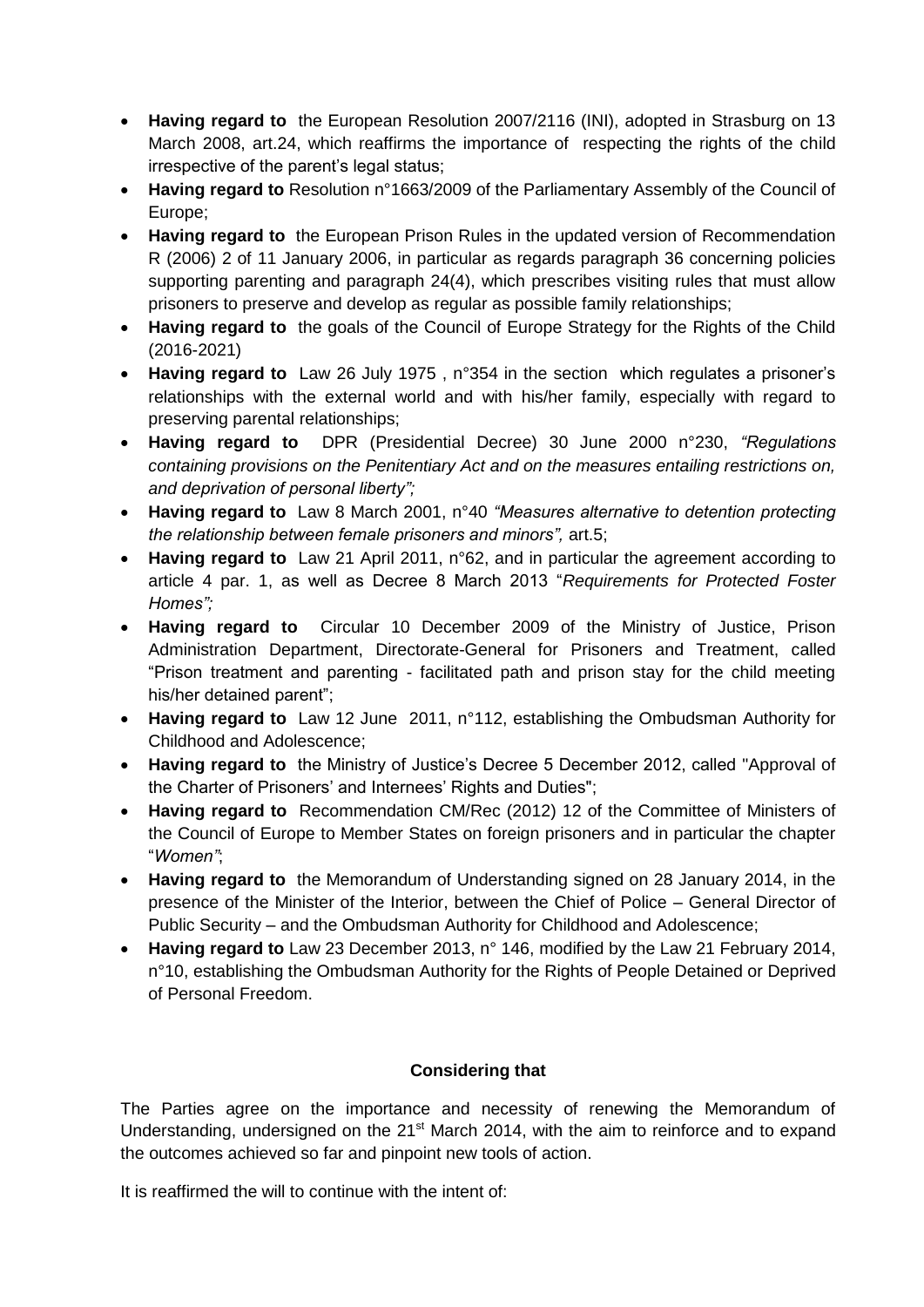- **Having regard to** the European Resolution 2007/2116 (INI), adopted in Strasburg on 13 March 2008, art.24, which reaffirms the importance of respecting the rights of the child irrespective of the parent's legal status;
- **Having regard to** Resolution n°1663/2009 of the Parliamentary Assembly of the Council of Europe;
- **Having regard to** the European Prison Rules in the updated version of Recommendation R (2006) 2 of 11 January 2006, in particular as regards paragraph 36 concerning policies supporting parenting and paragraph 24(4), which prescribes visiting rules that must allow prisoners to preserve and develop as regular as possible family relationships;
- **Having regard to** the goals of the Council of Europe Strategy for the Rights of the Child (2016-2021)
- **Having regard to** Law 26 July 1975 , n°354 in the section which regulates a prisoner's relationships with the external world and with his/her family, especially with regard to preserving parental relationships;
- **Having regard to** DPR (Presidential Decree) 30 June 2000 n°230, *"Regulations containing provisions on the Penitentiary Act and on the measures entailing restrictions on, and deprivation of personal liberty";*
- **Having regard to** Law 8 March 2001, n°40 *"Measures alternative to detention protecting the relationship between female prisoners and minors",* art.5;
- **Having regard to** Law 21 April 2011, n°62, and in particular the agreement according to article 4 par. 1, as well as Decree 8 March 2013 "*Requirements for Protected Foster Homes";*
- **Having regard to** Circular 10 December 2009 of the Ministry of Justice, Prison Administration Department, Directorate-General for Prisoners and Treatment, called "Prison treatment and parenting - facilitated path and prison stay for the child meeting his/her detained parent";
- **Having regard to** Law 12 June 2011, n°112, establishing the Ombudsman Authority for Childhood and Adolescence;
- **Having regard to** the Ministry of Justice's Decree 5 December 2012, called "Approval of the Charter of Prisoners' and Internees' Rights and Duties";
- **Having regard to** Recommendation CM/Rec (2012) 12 of the Committee of Ministers of the Council of Europe to Member States on foreign prisoners and in particular the chapter "*Women"*;
- **Having regard to** the Memorandum of Understanding signed on 28 January 2014, in the presence of the Minister of the Interior, between the Chief of Police – General Director of Public Security – and the Ombudsman Authority for Childhood and Adolescence;
- **Having regard to** Law 23 December 2013, n° 146, modified by the Law 21 February 2014, n°10, establishing the Ombudsman Authority for the Rights of People Detained or Deprived of Personal Freedom.

**Considering that**

The Parties agree on the importance and necessity of renewing the Memorandum of Understanding, undersigned on the 21st March 2014, with the aim to reinforce and to expand the outcomes achieved so far and pinpoint new tools of action.

It is reaffirmed the will to continue with the intent of: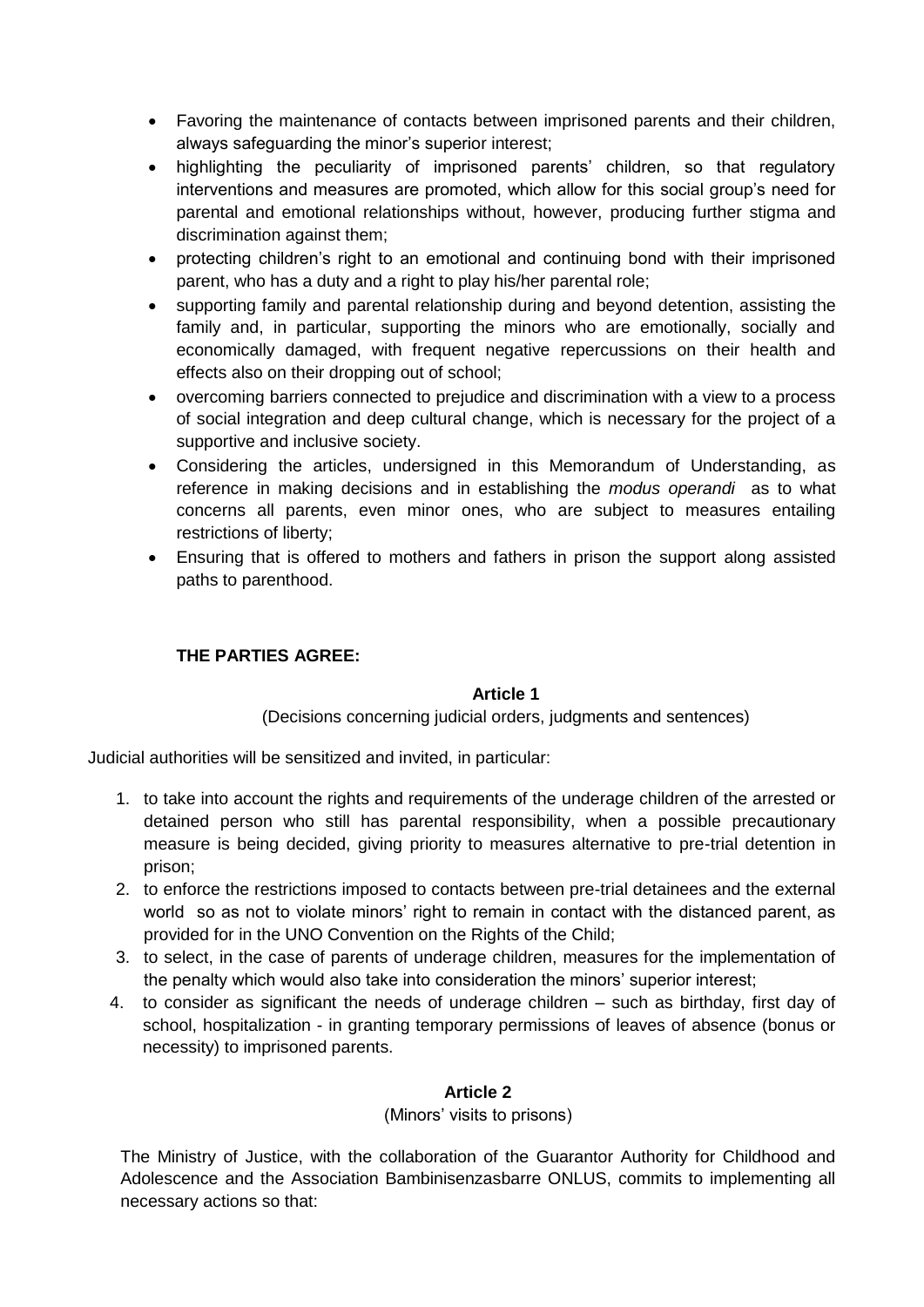- Favoring the maintenance of contacts between imprisoned parents and their children, always safeguarding the minor's superior interest;
- highlighting the peculiarity of imprisoned parents' children, so that regulatory interventions and measures are promoted, which allow for this social group's need for parental and emotional relationships without, however, producing further stigma and discrimination against them;
- protecting children's right to an emotional and continuing bond with their imprisoned parent, who has a duty and a right to play his/her parental role;
- supporting family and parental relationship during and beyond detention, assisting the family and, in particular, supporting the minors who are emotionally, socially and economically damaged, with frequent negative repercussions on their health and effects also on their dropping out of school;
- overcoming barriers connected to prejudice and discrimination with a view to a process of social integration and deep cultural change, which is necessary for the project of a supportive and inclusive society.
- Considering the articles, undersigned in this Memorandum of Understanding, as reference in making decisions and in establishing the *modus operandi* as to what concerns all parents, even minor ones, who are subject to measures entailing restrictions of liberty;
- Ensuring that is offered to mothers and fathers in prison the support along assisted paths to parenthood.

**THE PARTIES AGREE:**

**Article 1**

(Decisions concerning judicial orders, judgments and sentences)

Judicial authorities will be sensitized and invited, in particular:

1. to take into account the rights and requirements of the underage children of the arrested or detained person who still has parental responsibility, when a possible precautionary measure is being decided, giving priority to measures alternative to pre-trial detention in prison;
2. to enforce the restrictions imposed to contacts between pre-trial detainees and the external world so as not to violate minors' right to remain in contact with the distanced parent, as provided for in the UNO Convention on the Rights of the Child;
3. to select, in the case of parents of underage children, measures for the implementation of the penalty which would also take into consideration the minors' superior interest;
4. to consider as significant the needs of underage children – such as birthday, first day of school, hospitalization - in granting temporary permissions of leaves of absence (bonus or necessity) to imprisoned parents.

**Article 2**

(Minors' visits to prisons)

The Ministry of Justice, with the collaboration of the Guarantor Authority for Childhood and Adolescence and the Association Bambinisenzasbarre ONLUS, commits to implementing all necessary actions so that: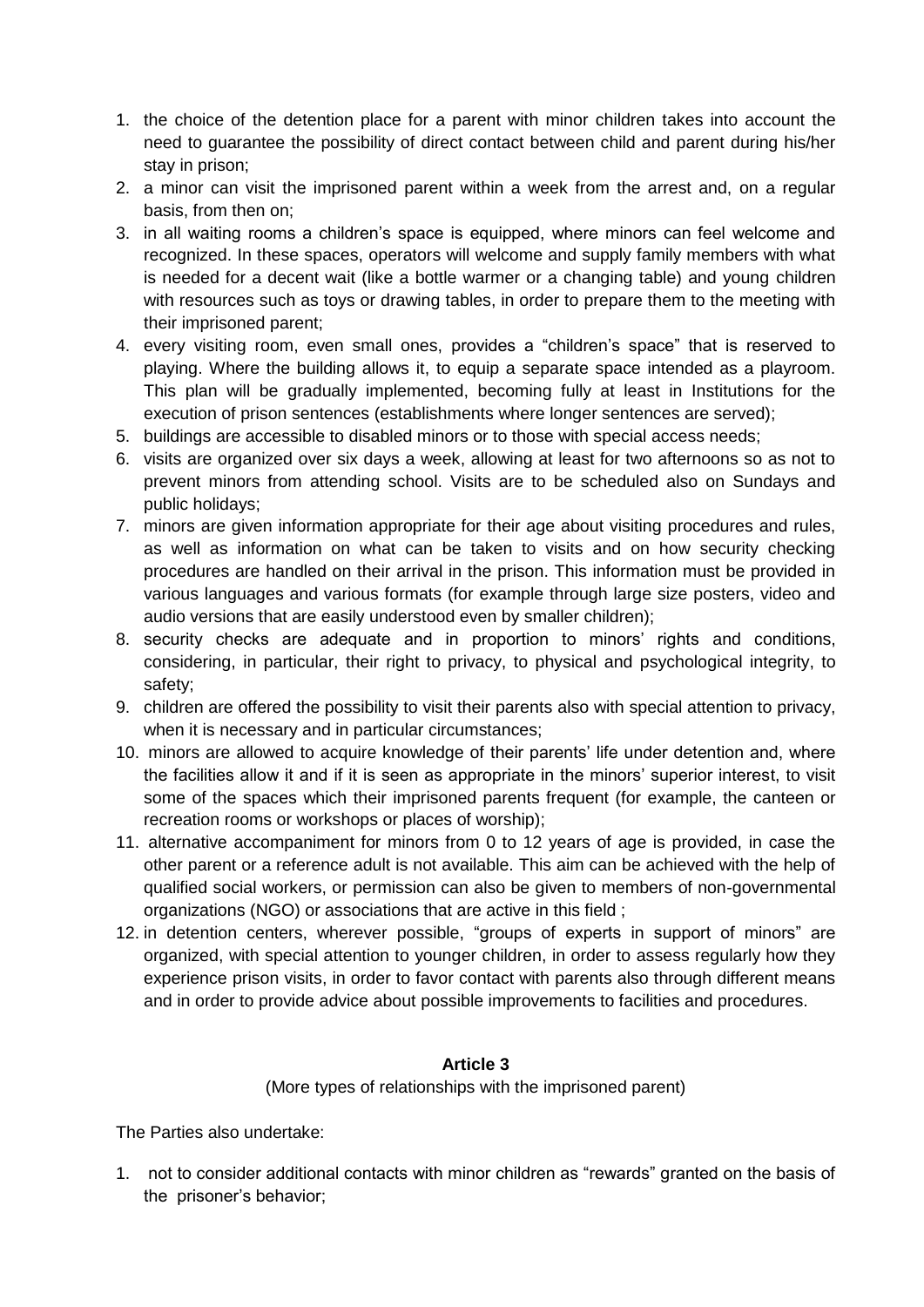1. the choice of the detention place for a parent with minor children takes into account the need to guarantee the possibility of direct contact between child and parent during his/her stay in prison;
2. a minor can visit the imprisoned parent within a week from the arrest and, on a regular basis, from then on;
3. in all waiting rooms a children's space is equipped, where minors can feel welcome and recognized. In these spaces, operators will welcome and supply family members with what is needed for a decent wait (like a bottle warmer or a changing table) and young children with resources such as toys or drawing tables, in order to prepare them to the meeting with their imprisoned parent;
4. every visiting room, even small ones, provides a "children's space" that is reserved to playing. Where the building allows it, to equip a separate space intended as a playroom. This plan will be gradually implemented, becoming fully at least in Institutions for the execution of prison sentences (establishments where longer sentences are served);
5. buildings are accessible to disabled minors or to those with special access needs;
6. visits are organized over six days a week, allowing at least for two afternoons so as not to prevent minors from attending school. Visits are to be scheduled also on Sundays and public holidays;
7. minors are given information appropriate for their age about visiting procedures and rules, as well as information on what can be taken to visits and on how security checking procedures are handled on their arrival in the prison. This information must be provided in various languages and various formats (for example through large size posters, video and audio versions that are easily understood even by smaller children);
8. security checks are adequate and in proportion to minors' rights and conditions, considering, in particular, their right to privacy, to physical and psychological integrity, to safety;
9. children are offered the possibility to visit their parents also with special attention to privacy, when it is necessary and in particular circumstances;
10. minors are allowed to acquire knowledge of their parents' life under detention and, where the facilities allow it and if it is seen as appropriate in the minors' superior interest, to visit some of the spaces which their imprisoned parents frequent (for example, the canteen or recreation rooms or workshops or places of worship);
11. alternative accompaniment for minors from 0 to 12 years of age is provided, in case the other parent or a reference adult is not available. This aim can be achieved with the help of qualified social workers, or permission can also be given to members of non-governmental organizations (NGO) or associations that are active in this field ;
12. in detention centers, wherever possible, "groups of experts in support of minors" are organized, with special attention to younger children, in order to assess regularly how they experience prison visits, in order to favor contact with parents also through different means and in order to provide advice about possible improvements to facilities and procedures.

**Article 3**

(More types of relationships with the imprisoned parent)

The Parties also undertake:

1. not to consider additional contacts with minor children as "rewards" granted on the basis of the prisoner's behavior;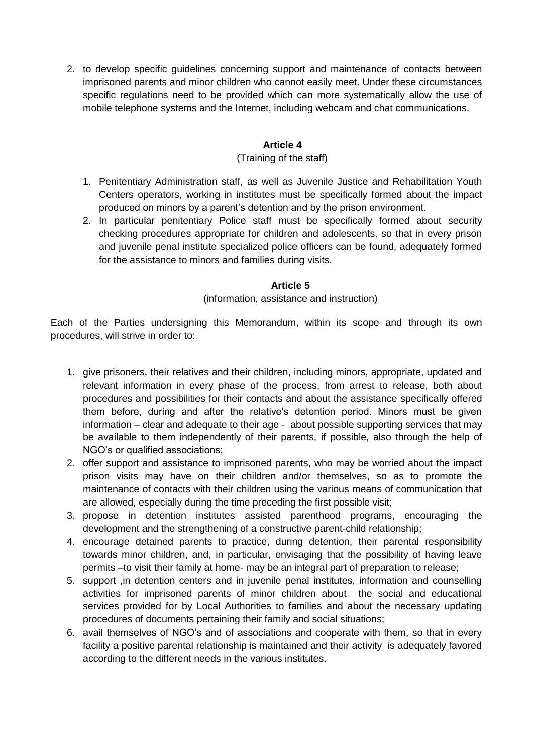2. to develop specific guidelines concerning support and maintenance of contacts between imprisoned parents and minor children who cannot easily meet. Under these circumstances specific regulations need to be provided which can more systematically allow the use of mobile telephone systems and the Internet, including webcam and chat communications.

**Article 4**

(Training of the staff)

1. Penitentiary Administration staff, as well as Juvenile Justice and Rehabilitation Youth Centers operators, working in institutes must be specifically formed about the impact produced on minors by a parent's detention and by the prison environment.
2. In particular penitentiary Police staff must be specifically formed about security checking procedures appropriate for children and adolescents, so that in every prison and juvenile penal institute specialized police officers can be found, adequately formed for the assistance to minors and families during visits.

**Article 5**

(information, assistance and instruction)

Each of the Parties undersigning this Memorandum, within its scope and through its own procedures, will strive in order to:

1. give prisoners, their relatives and their children, including minors, appropriate, updated and relevant information in every phase of the process, from arrest to release, both about procedures and possibilities for their contacts and about the assistance specifically offered them before, during and after the relative's detention period. Minors must be given information – clear and adequate to their age - about possible supporting services that may be available to them independently of their parents, if possible, also through the help of NGO's or qualified associations;
2. offer support and assistance to imprisoned parents, who may be worried about the impact prison visits may have on their children and/or themselves, so as to promote the maintenance of contacts with their children using the various means of communication that are allowed, especially during the time preceding the first possible visit;
3. propose in detention institutes assisted parenthood programs, encouraging the development and the strengthening of a constructive parent-child relationship;
4. encourage detained parents to practice, during detention, their parental responsibility towards minor children, and, in particular, envisaging that the possibility of having leave permits –to visit their family at home- may be an integral part of preparation to release;
5. support ,in detention centers and in juvenile penal institutes, information and counselling activities for imprisoned parents of minor children about the social and educational services provided for by Local Authorities to families and about the necessary updating procedures of documents pertaining their family and social situations;
6. avail themselves of NGO's and of associations and cooperate with them, so that in every facility a positive parental relationship is maintained and their activity is adequately favored according to the different needs in the various institutes.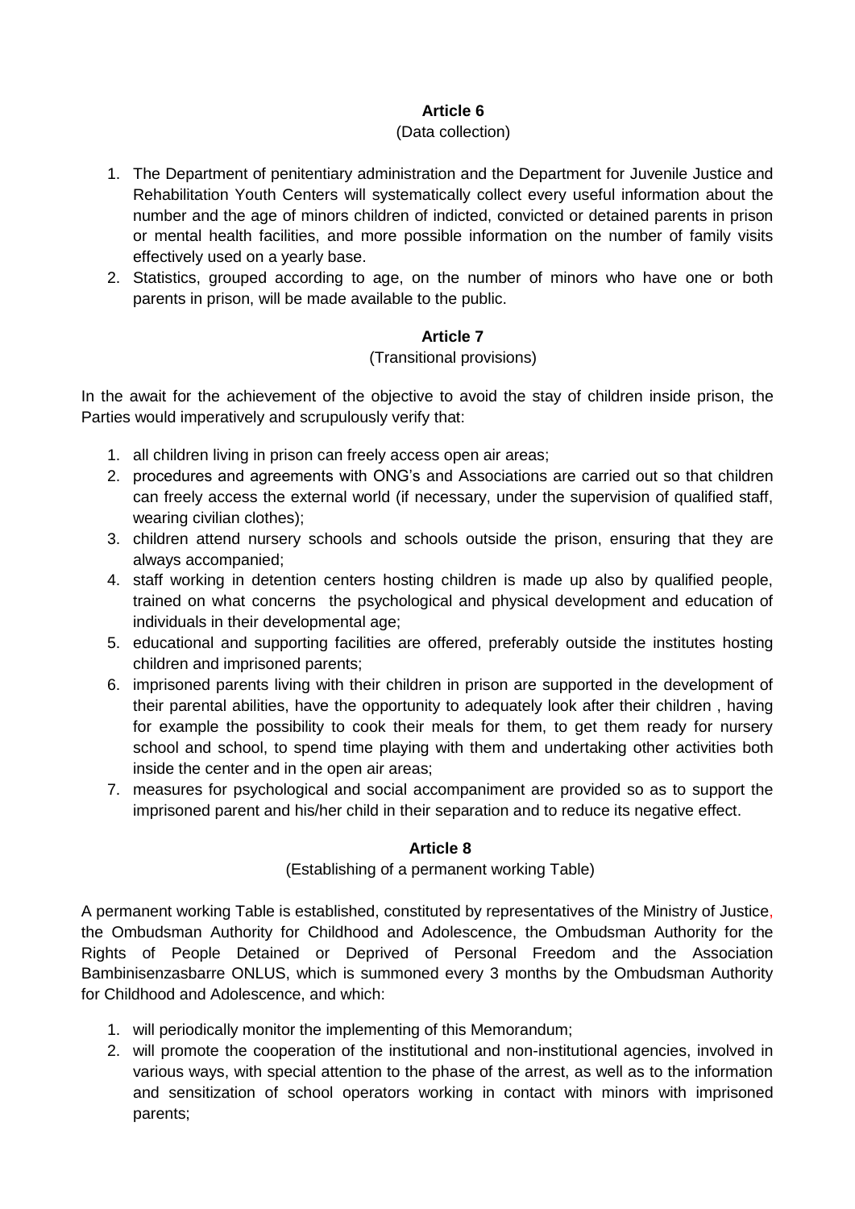**Article 6**

(Data collection)

1. The Department of penitentiary administration and the Department for Juvenile Justice and Rehabilitation Youth Centers will systematically collect every useful information about the number and the age of minors children of indicted, convicted or detained parents in prison or mental health facilities, and more possible information on the number of family visits effectively used on a yearly base.
2. Statistics, grouped according to age, on the number of minors who have one or both parents in prison, will be made available to the public.

**Article 7**

(Transitional provisions)

In the await for the achievement of the objective to avoid the stay of children inside prison, the Parties would imperatively and scrupulously verify that:

1. all children living in prison can freely access open air areas;
2. procedures and agreements with ONG's and Associations are carried out so that children can freely access the external world (if necessary, under the supervision of qualified staff, wearing civilian clothes);
3. children attend nursery schools and schools outside the prison, ensuring that they are always accompanied;
4. staff working in detention centers hosting children is made up also by qualified people, trained on what concerns the psychological and physical development and education of individuals in their developmental age;
5. educational and supporting facilities are offered, preferably outside the institutes hosting children and imprisoned parents;
6. imprisoned parents living with their children in prison are supported in the development of their parental abilities, have the opportunity to adequately look after their children , having for example the possibility to cook their meals for them, to get them ready for nursery school and school, to spend time playing with them and undertaking other activities both inside the center and in the open air areas;
7. measures for psychological and social accompaniment are provided so as to support the imprisoned parent and his/her child in their separation and to reduce its negative effect.

**Article 8**

(Establishing of a permanent working Table)

A permanent working Table is established, constituted by representatives of the Ministry of Justice, the Ombudsman Authority for Childhood and Adolescence, the Ombudsman Authority for the Rights of People Detained or Deprived of Personal Freedom and the Association Bambinisenzasbarre ONLUS, which is summoned every 3 months by the Ombudsman Authority for Childhood and Adolescence, and which:

1. will periodically monitor the implementing of this Memorandum;
2. will promote the cooperation of the institutional and non-institutional agencies, involved in various ways, with special attention to the phase of the arrest, as well as to the information and sensitization of school operators working in contact with minors with imprisoned parents;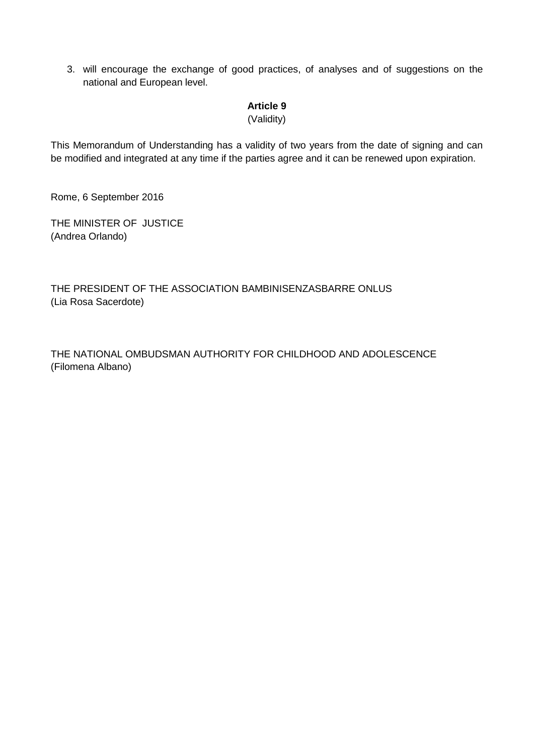3. will encourage the exchange of good practices, of analyses and of suggestions on the national and European level.

**Article 9**

(Validity)

This Memorandum of Understanding has a validity of two years from the date of signing and can be modified and integrated at any time if the parties agree and it can be renewed upon expiration.

Rome, 6 September 2016

THE MINISTER OF JUSTICE
(Andrea Orlando)

THE PRESIDENT OF THE ASSOCIATION BAMBINISENZASBARRE ONLUS
(Lia Rosa Sacerdote)

THE NATIONAL OMBUDSMAN AUTHORITY FOR CHILDHOOD AND ADOLESCENCE
(Filomena Albano)